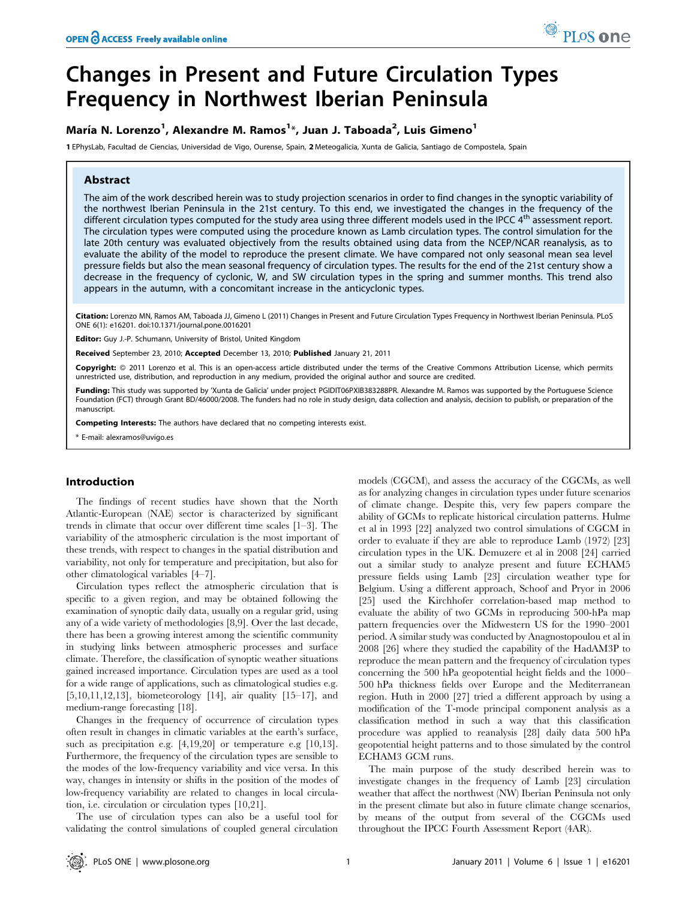# Changes in Present and Future Circulation Types Frequency in Northwest Iberian Peninsula

**María N. Lorenzo[1], Alexandre M. Ramos[1]*, Juan J. Taboada[2], Luis Gimeno[1]**

1 EPhysLab, Facultad de Ciencias, Universidad de Vigo, Ourense, Spain, 2 Meteogalicia, Xunta de Galicia, Santiago de Compostela, Spain

## Abstract

The aim of the work described herein was to study projection scenarios in order to find changes in the synoptic variability of the northwest Iberian Peninsula in the 21st century. To this end, we investigated the changes in the frequency of the different circulation types computed for the study area using three different models used in the IPCC 4th assessment report. The circulation types were computed using the procedure known as Lamb circulation types. The control simulation for the late 20th century was evaluated objectively from the results obtained using data from the NCEP/NCAR reanalysis, as to evaluate the ability of the model to reproduce the present climate. We have compared not only seasonal mean sea level pressure fields but also the mean seasonal frequency of circulation types. The results for the end of the 21st century show a decrease in the frequency of cyclonic, W, and SW circulation types in the spring and summer months. This trend also appears in the autumn, with a concomitant increase in the anticyclonic types.

**Citation:** Lorenzo MN, Ramos AM, Taboada JJ, Gimeno L (2011) Changes in Present and Future Circulation Types Frequency in Northwest Iberian Peninsula. PLoS ONE 6(1): e16201. doi:10.1371/journal.pone.0016201

**Editor:** Guy J.-P. Schumann, University of Bristol, United Kingdom

**Received** September 23, 2010; **Accepted** December 13, 2010; **Published** January 21, 2011

**Copyright:** © 2011 Lorenzo et al. This is an open-access article distributed under the terms of the Creative Commons Attribution License, which permits unrestricted use, distribution, and reproduction in any medium, provided the original author and source are credited.

**Funding:** This study was supported by 'Xunta de Galicia' under project PGIDIT06PXIB383288PR. Alexandre M. Ramos was supported by the Portuguese Science Foundation (FCT) through Grant BD/46000/2008. The funders had no role in study design, data collection and analysis, decision to publish, or preparation of the manuscript.

**Competing Interests:** The authors have declared that no competing interests exist.

* E-mail: alexramos@uvigo.es

## Introduction

The findings of recent studies have shown that the North Atlantic-European (NAE) sector is characterized by significant trends in climate that occur over different time scales [1–3]. The variability of the atmospheric circulation is the most important of these trends, with respect to changes in the spatial distribution and variability, not only for temperature and precipitation, but also for other climatological variables [4–7].

Circulation types reflect the atmospheric circulation that is specific to a given region, and may be obtained following the examination of synoptic daily data, usually on a regular grid, using any of a wide variety of methodologies [8,9]. Over the last decade, there has been a growing interest among the scientific community in studying links between atmospheric processes and surface climate. Therefore, the classification of synoptic weather situations gained increased importance. Circulation types are used as a tool for a wide range of applications, such as climatological studies e.g. [5,10,11,12,13], biometeorology [14], air quality [15–17], and medium-range forecasting [18].

Changes in the frequency of occurrence of circulation types often result in changes in climatic variables at the earth's surface, such as precipitation e.g. [4,19,20] or temperature e.g [10,13]. Furthermore, the frequency of the circulation types are sensible to the modes of the low-frequency variability and vice versa. In this way, changes in intensity or shifts in the position of the modes of low-frequency variability are related to changes in local circulation, i.e. circulation or circulation types [10,21].

The use of circulation types can also be a useful tool for validating the control simulations of coupled general circulation models (CGCM), and assess the accuracy of the CGCMs, as well as for analyzing changes in circulation types under future scenarios of climate change. Despite this, very few papers compare the ability of GCMs to replicate historical circulation patterns. Hulme et al in 1993 [22] analyzed two control simulations of CGCM in order to evaluate if they are able to reproduce Lamb (1972) [23] circulation types in the UK. Demuzere et al in 2008 [24] carried out a similar study to analyze present and future ECHAM5 pressure fields using Lamb [23] circulation weather type for Belgium. Using a different approach, Schoof and Pryor in 2006 [25] used the Kirchhofer correlation-based map method to evaluate the ability of two GCMs in reproducing 500-hPa map pattern frequencies over the Midwestern US for the 1990–2001 period. A similar study was conducted by Anagnostopoulou et al in 2008 [26] where they studied the capability of the HadAM3P to reproduce the mean pattern and the frequency of circulation types concerning the 500 hPa geopotential height fields and the 1000–500 hPa thickness fields over Europe and the Mediterranean region. Huth in 2000 [27] tried a different approach by using a modification of the T-mode principal component analysis as a classification method in such a way that this classification procedure was applied to reanalysis [28] daily data 500 hPa geopotential height patterns and to those simulated by the control ECHAM3 GCM runs.

The main purpose of the study described herein was to investigate changes in the frequency of Lamb [23] circulation weather that affect the northwest (NW) Iberian Peninsula not only in the present climate but also in future climate change scenarios, by means of the output from several of the CGCMs used throughout the IPCC Fourth Assessment Report (4AR).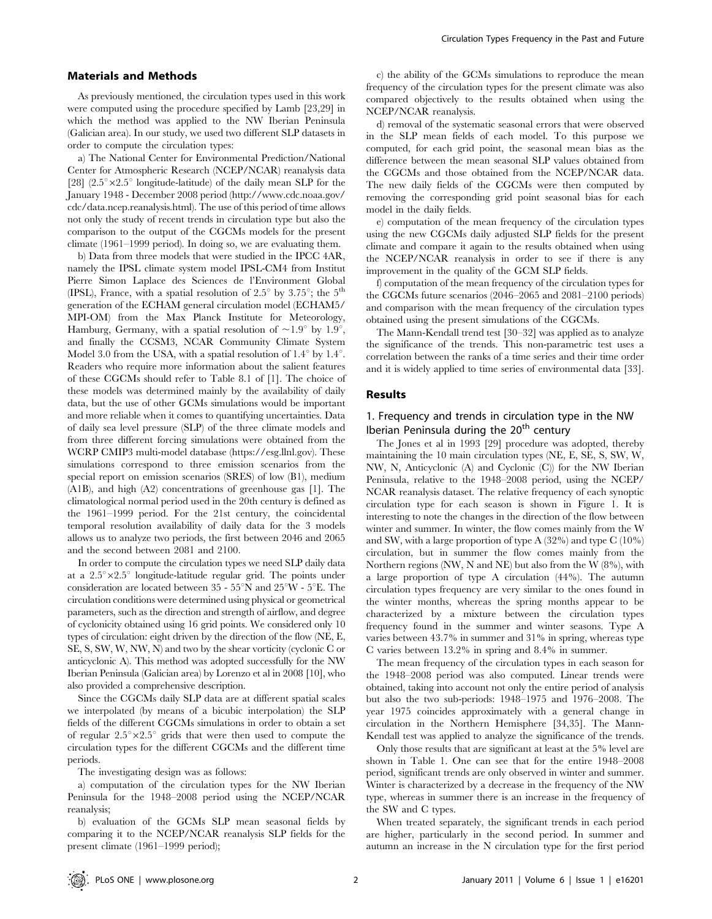## Materials and Methods

As previously mentioned, the circulation types used in this work were computed using the procedure specified by Lamb [23,29] in which the method was applied to the NW Iberian Peninsula (Galician area). In our study, we used two different SLP datasets in order to compute the circulation types:

a) The National Center for Environmental Prediction/National Center for Atmospheric Research (NCEP/NCAR) reanalysis data [28] ($2.5^\circ \times 2.5^\circ$ longitude-latitude) of the daily mean SLP for the January 1948 - December 2008 period (http://www.cdc.noaa.gov/cdc/data.ncep.reanalysis.html). The use of this period of time allows not only the study of recent trends in circulation type but also the comparison to the output of the CGCMs models for the present climate (1961–1999 period). In doing so, we are evaluating them.

b) Data from three models that were studied in the IPCC 4AR, namely the IPSL climate system model IPSL-CM4 from Institut Pierre Simon Laplace des Sciences de l'Environment Global (IPSL), France, with a spatial resolution of $2.5^\circ$ by $3.75^\circ$; the 5[th] generation of the ECHAM general circulation model (ECHAM5/MPI-OM) from the Max Planck Institute for Meteorology, Hamburg, Germany, with a spatial resolution of $\sim 1.9^\circ$ by $1.9^\circ$, and finally the CCSM3, NCAR Community Climate System Model 3.0 from the USA, with a spatial resolution of $1.4^\circ$ by $1.4^\circ$. Readers who require more information about the salient features of these CGCMs should refer to Table 8.1 of [1]. The choice of these models was determined mainly by the availability of daily data, but the use of other GCMs simulations would be important and more reliable when it comes to quantifying uncertainties. Data of daily sea level pressure (SLP) of the three climate models and from three different forcing simulations were obtained from the WCRP CMIP3 multi-model database (https://esg.llnl.gov). These simulations correspond to three emission scenarios from the special report on emission scenarios (SRES) of low (B1), medium (A1B), and high (A2) concentrations of greenhouse gas [1]. The climatological normal period used in the 20th century is defined as the 1961–1999 period. For the 21st century, the coincidental temporal resolution availability of daily data for the 3 models allows us to analyze two periods, the first between 2046 and 2065 and the second between 2081 and 2100.

In order to compute the circulation types we need SLP daily data at a $2.5^\circ \times 2.5^\circ$ longitude-latitude regular grid. The points under consideration are located between 35 - 55°N and 25°W - 5°E. The circulation conditions were determined using physical or geometrical parameters, such as the direction and strength of airflow, and degree of cyclonicity obtained using 16 grid points. We considered only 10 types of circulation: eight driven by the direction of the flow (NE, E, SE, S, SW, W, NW, N) and two by the shear vorticity (cyclonic C or anticyclonic A). This method was adopted successfully for the NW Iberian Peninsula (Galician area) by Lorenzo et al in 2008 [10], who also provided a comprehensive description.

Since the CGCMs daily SLP data are at different spatial scales we interpolated (by means of a bicubic interpolation) the SLP fields of the different CGCMs simulations in order to obtain a set of regular $2.5^\circ \times 2.5^\circ$ grids that were then used to compute the circulation types for the different CGCMs and the different time periods.

The investigating design was as follows:

a) computation of the circulation types for the NW Iberian Peninsula for the 1948–2008 period using the NCEP/NCAR reanalysis;

b) evaluation of the GCMs SLP mean seasonal fields by comparing it to the NCEP/NCAR reanalysis SLP fields for the present climate (1961–1999 period);

c) the ability of the GCMs simulations to reproduce the mean frequency of the circulation types for the present climate was also compared objectively to the results obtained when using the NCEP/NCAR reanalysis.

d) removal of the systematic seasonal errors that were observed in the SLP mean fields of each model. To this purpose we computed, for each grid point, the seasonal mean bias as the difference between the mean seasonal SLP values obtained from the CGCMs and those obtained from the NCEP/NCAR data. The new daily fields of the CGCMs were then computed by removing the corresponding grid point seasonal bias for each model in the daily fields.

e) computation of the mean frequency of the circulation types using the new CGCMs daily adjusted SLP fields for the present climate and compare it again to the results obtained when using the NCEP/NCAR reanalysis in order to see if there is any improvement in the quality of the GCM SLP fields.

f) computation of the mean frequency of the circulation types for the CGCMs future scenarios (2046–2065 and 2081–2100 periods) and comparison with the mean frequency of the circulation types obtained using the present simulations of the CGCMs.

The Mann-Kendall trend test [30–32] was applied as to analyze the significance of the trends. This non-parametric test uses a correlation between the ranks of a time series and their time order and it is widely applied to time series of environmental data [33].

## Results

### 1. Frequency and trends in circulation type in the NW Iberian Peninsula during the 20[th] century

The Jones et al in 1993 [29] procedure was adopted, thereby maintaining the 10 main circulation types (NE, E, SE, S, SW, W, NW, N, Anticyclonic (A) and Cyclonic (C)) for the NW Iberian Peninsula, relative to the 1948–2008 period, using the NCEP/NCAR reanalysis dataset. The relative frequency of each synoptic circulation type for each season is shown in Figure 1. It is interesting to note the changes in the direction of the flow between winter and summer. In winter, the flow comes mainly from the W and SW, with a large proportion of type A (32%) and type C (10%) circulation, but in summer the flow comes mainly from the Northern regions (NW, N and NE) but also from the W (8%), with a large proportion of type A circulation (44%). The autumn circulation types frequency are very similar to the ones found in the winter months, whereas the spring months appear to be characterized by a mixture between the circulation types frequency found in the summer and winter seasons. Type A varies between 43.7% in summer and 31% in spring, whereas type C varies between 13.2% in spring and 8.4% in summer.

The mean frequency of the circulation types in each season for the 1948–2008 period was also computed. Linear trends were obtained, taking into account not only the entire period of analysis but also the two sub-periods: 1948–1975 and 1976–2008. The year 1975 coincides approximately with a general change in circulation in the Northern Hemisphere [34,35]. The Mann-Kendall test was applied to analyze the significance of the trends.

Only those results that are significant at least at the 5% level are shown in Table 1. One can see that for the entire 1948–2008 period, significant trends are only observed in winter and summer. Winter is characterized by a decrease in the frequency of the NW type, whereas in summer there is an increase in the frequency of the SW and C types.

When treated separately, the significant trends in each period are higher, particularly in the second period. In summer and autumn an increase in the N circulation type for the first period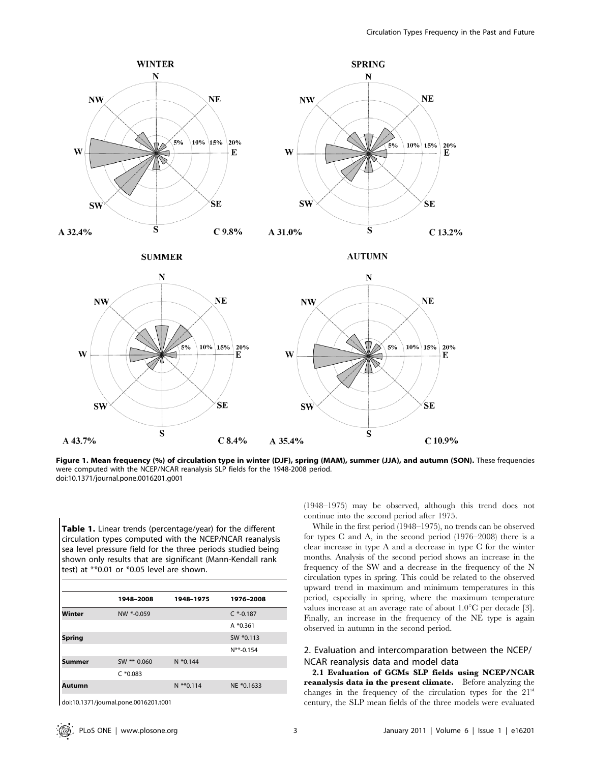WINTER

N
NE
E
SE
S
SW
W
NW
5%
10%
15%
20%

A 32.4%
C 9.8%

SPRING

N
NE
E
SE
S
SW
W
NW
5%
10%
15%
20%

A 31.0%
C 13.2%

SUMMER

N
NE
E
SE
S
SW
W
NW
5%
10%
15%
20%

A 43.7%
C 8.4%

AUTUMN

N
NE
E
SE
S
SW
W
NW
5%
10%
15%
20%

A 35.4%
C 10.9%

**Figure 1. Mean frequency (%) of circulation type in winter (DJF), spring (MAM), summer (JJA), and autumn (SON).** These frequencies were computed with the NCEP/NCAR reanalysis SLP fields for the 1948-2008 period.
doi:10.1371/journal.pone.0016201.g001

**Table 1.** Linear trends (percentage/year) for the different circulation types computed with the NCEP/NCAR reanalysis sea level pressure field for the three periods studied being shown only results that are significant (Mann-Kendall rank test) at **0.01 or *0.05 level are shown.

| | 1948–2008 | 1948–1975 | 1976–2008 |
|---|---|---|---|
| **Winter** | NW *-0.059 | | C *-0.187 |
| | | | A *0.361 |
| **Spring** | | | SW *0.113 |
| | | | N**-0.154 |
| **Summer** | SW ** 0.060 | N *0.144 | |
| | C *0.083 | | |
| **Autumn** | | N **0.114 | NE *0.1633 |

doi:10.1371/journal.pone.0016201.t001

(1948–1975) may be observed, although this trend does not continue into the second period after 1975.

While in the first period (1948–1975), no trends can be observed for types C and A, in the second period (1976–2008) there is a clear increase in type A and a decrease in type C for the winter months. Analysis of the second period shows an increase in the frequency of the SW and a decrease in the frequency of the N circulation types in spring. This could be related to the observed upward trend in maximum and minimum temperatures in this period, especially in spring, where the maximum temperature values increase at an average rate of about 1.0°C per decade [3]. Finally, an increase in the frequency of the NE type is again observed in autumn in the second period.

## 2. Evaluation and intercomparation between the NCEP/NCAR reanalysis data and model data

**2.1 Evaluation of GCMs SLP fields using NCEP/NCAR reanalysis data in the present climate.** Before analyzing the changes in the frequency of the circulation types for the 21st century, the SLP mean fields of the three models were evaluated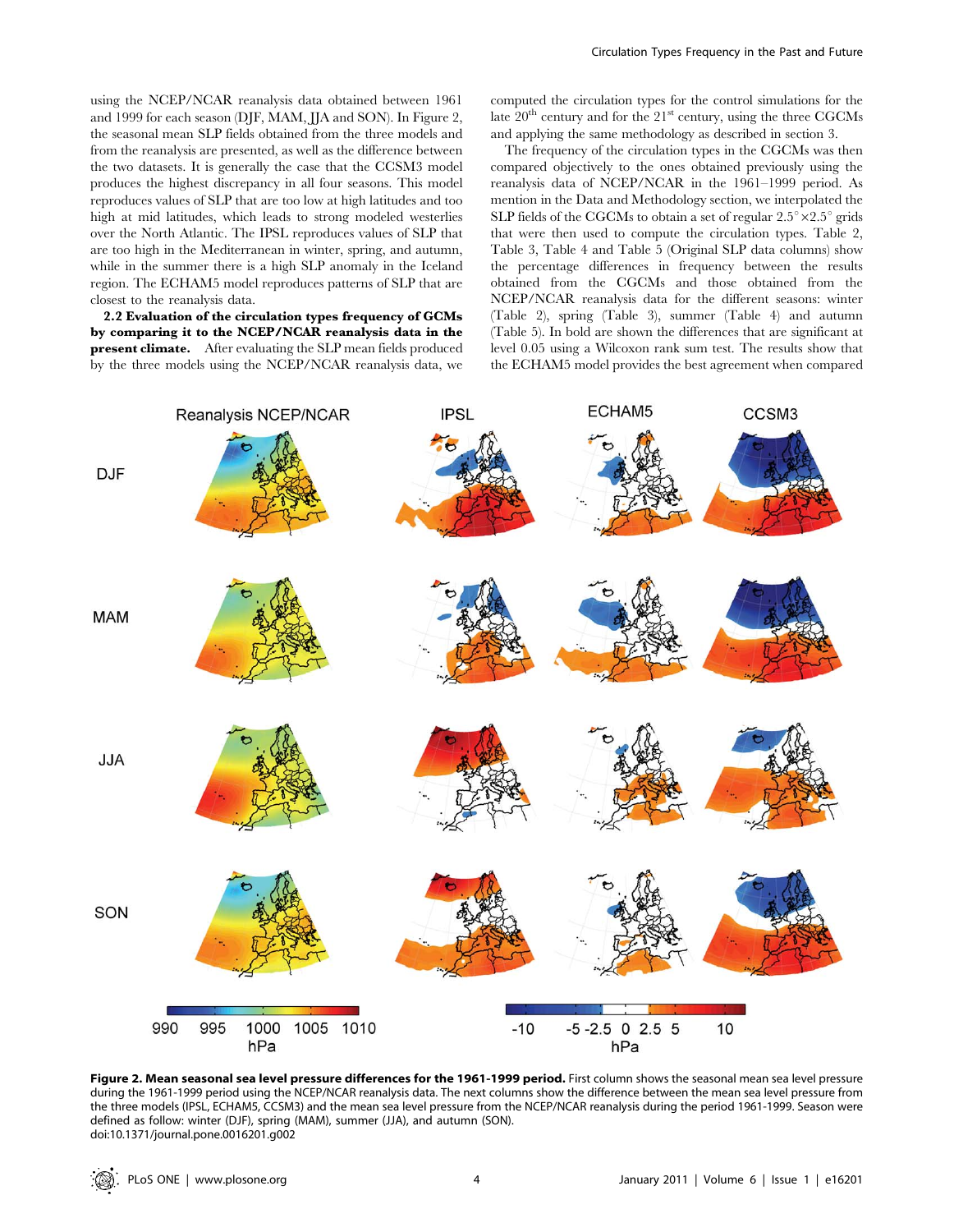using the NCEP/NCAR reanalysis data obtained between 1961 and 1999 for each season (DJF, MAM, JJA and SON). In Figure 2, the seasonal mean SLP fields obtained from the three models and from the reanalysis are presented, as well as the difference between the two datasets. It is generally the case that the CCSM3 model produces the highest discrepancy in all four seasons. This model reproduces values of SLP that are too low at high latitudes and too high at mid latitudes, which leads to strong modeled westerlies over the North Atlantic. The IPSL reproduces values of SLP that are too high in the Mediterranean in winter, spring, and autumn, while in the summer there is a high SLP anomaly in the Iceland region. The ECHAM5 model reproduces patterns of SLP that are closest to the reanalysis data.

**2.2 Evaluation of the circulation types frequency of GCMs by comparing it to the NCEP/NCAR reanalysis data in the present climate.** After evaluating the SLP mean fields produced by the three models using the NCEP/NCAR reanalysis data, we computed the circulation types for the control simulations for the late 20[th] century and for the 21[st] century, using the three CGCMs and applying the same methodology as described in section 3.

The frequency of the circulation types in the CGCMs was then compared objectively to the ones obtained previously using the reanalysis data of NCEP/NCAR in the 1961–1999 period. As mention in the Data and Methodology section, we interpolated the SLP fields of the CGCMs to obtain a set of regular $2.5^{\circ}\times2.5^{\circ}$ grids that were then used to compute the circulation types. Table 2, Table 3, Table 4 and Table 5 (Original SLP data columns) show the percentage differences in frequency between the results obtained from the CGCMs and those obtained from the NCEP/NCAR reanalysis data for the different seasons: winter (Table 2), spring (Table 3), summer (Table 4) and autumn (Table 5). In bold are shown the differences that are significant at level 0.05 using a Wilcoxon rank sum test. The results show that the ECHAM5 model provides the best agreement when compared

Reanalysis NCEP/NCAR
IPSL
ECHAM5
CCSM3
DJF
MAM
JJA
SON
990 995 1000 1005 1010
hPa
-10 -5 -2.5 0 2.5 5 10
hPa

**Figure 2. Mean seasonal sea level pressure differences for the 1961-1999 period.** First column shows the seasonal mean sea level pressure during the 1961-1999 period using the NCEP/NCAR reanalysis data. The next columns show the difference between the mean sea level pressure from the three models (IPSL, ECHAM5, CCSM3) and the mean sea level pressure from the NCEP/NCAR reanalysis during the period 1961-1999. Season were defined as follow: winter (DJF), spring (MAM), summer (JJA), and autumn (SON).
doi:10.1371/journal.pone.0016201.g002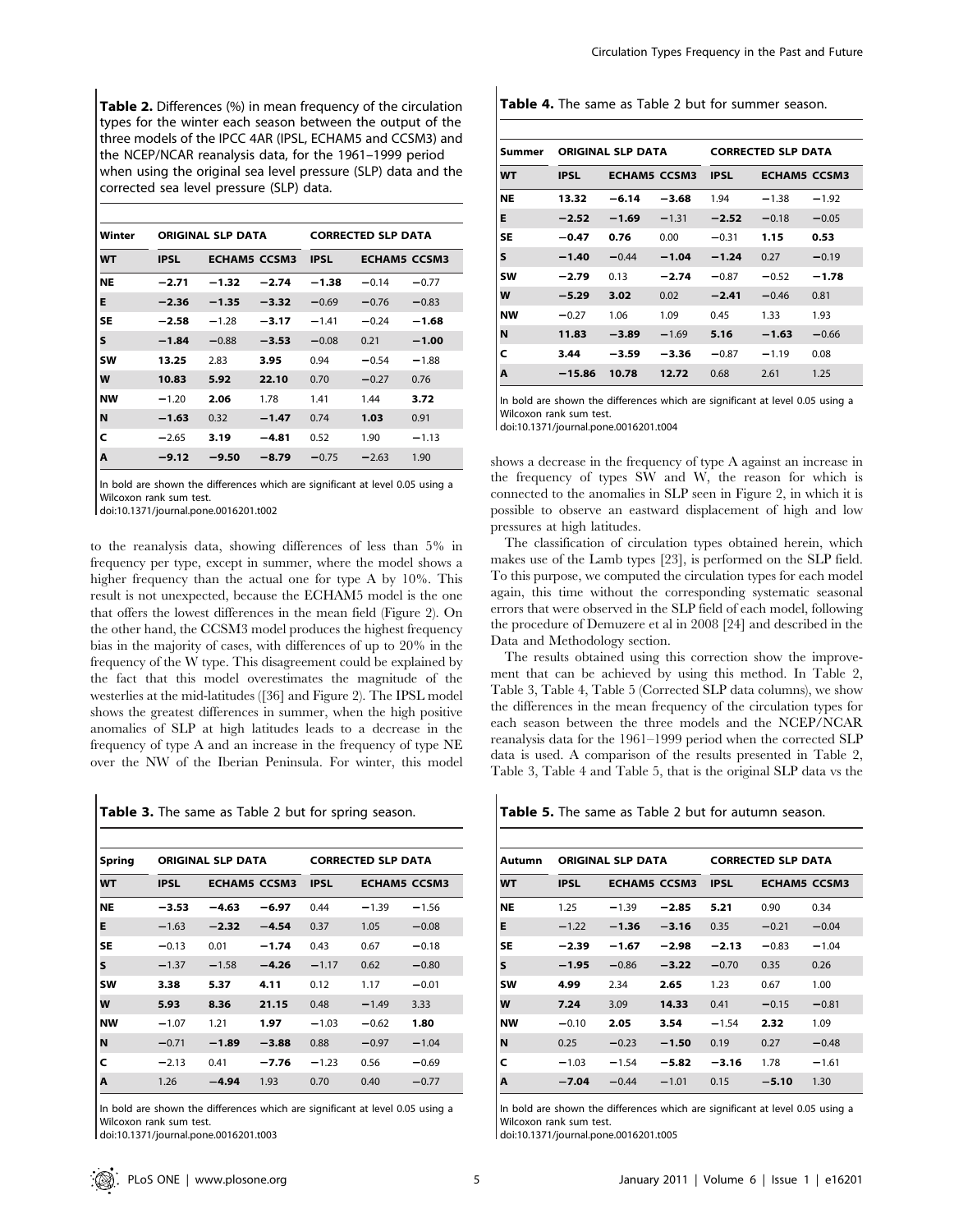**Table 2.** Differences (%) in mean frequency of the circulation types for the winter each season between the output of the three models of the IPCC 4AR (IPSL, ECHAM5 and CCSM3) and the NCEP/NCAR reanalysis data, for the 1961–1999 period when using the original sea level pressure (SLP) data and the corrected sea level pressure (SLP) data.

| Winter | ORIGINAL SLP DATA | | | CORRECTED SLP DATA | | |
|---|---|---|---|---|---|---|
| WT | IPSL | ECHAM5 | CCSM3 | IPSL | ECHAM5 | CCSM3 |
| NE | **−2.71** | **−1.32** | **−2.74** | **−1.38** | −0.14 | −0.77 |
| E | **−2.36** | **−1.35** | **−3.32** | −0.69 | −0.76 | −0.83 |
| SE | **−2.58** | −1.28 | **−3.17** | −1.41 | −0.24 | **−1.68** |
| S | **−1.84** | −0.88 | **−3.53** | −0.08 | 0.21 | **−1.00** |
| SW | **13.25** | 2.83 | **3.95** | 0.94 | −0.54 | −1.88 |
| W | **10.83** | **5.92** | **22.10** | 0.70 | −0.27 | 0.76 |
| NW | −1.20 | **2.06** | 1.78 | 1.41 | 1.44 | **3.72** |
| N | **−1.63** | 0.32 | **−1.47** | 0.74 | **1.03** | 0.91 |
| C | −2.65 | **3.19** | **−4.81** | 0.52 | 1.90 | −1.13 |
| A | **−9.12** | **−9.50** | **−8.79** | **−0.75** | **−2.63** | 1.90 |

In bold are shown the differences which are significant at level 0.05 using a Wilcoxon rank sum test.
doi:10.1371/journal.pone.0016201.t002

to the reanalysis data, showing differences of less than 5% in frequency per type, except in summer, where the model shows a higher frequency than the actual one for type A by 10%. This result is not unexpected, because the ECHAM5 model is the one that offers the lowest differences in the mean field (Figure 2). On the other hand, the CCSM3 model produces the highest frequency bias in the majority of cases, with differences of up to 20% in the frequency of the W type. This disagreement could be explained by the fact that this model overestimates the magnitude of the westerlies at the mid-latitudes ([36] and Figure 2). The IPSL model shows the greatest differences in summer, when the high positive anomalies of SLP at high latitudes leads to a decrease in the frequency of type A and an increase in the frequency of type NE over the NW of the Iberian Peninsula. For winter, this model shows a decrease in the frequency of type A against an increase in the frequency of types SW and W, the reason for which is connected to the anomalies in SLP seen in Figure 2, in which it is possible to observe an eastward displacement of high and low pressures at high latitudes.

The classification of circulation types obtained herein, which makes use of the Lamb types [23], is performed on the SLP field. To this purpose, we computed the circulation types for each model again, this time without the corresponding systematic seasonal errors that were observed in the SLP field of each model, following the procedure of Demuzere et al in 2008 [24] and described in the Data and Methodology section.

The results obtained using this correction show the improvement that can be achieved by using this method. In Table 2, Table 3, Table 4, Table 5 (Corrected SLP data columns), we show the differences in the mean frequency of the circulation types for each season between the three models and the NCEP/NCAR reanalysis data for the 1961–1999 period when the corrected SLP data is used. A comparison of the results presented in Table 2, Table 3, Table 4 and Table 5, that is the original SLP data vs the

**Table 3.** The same as Table 2 but for spring season.

| Spring | ORIGINAL SLP DATA | | | CORRECTED SLP DATA | | |
|---|---|---|---|---|---|---|
| WT | IPSL | ECHAM5 | CCSM3 | IPSL | ECHAM5 | CCSM3 |
| NE | **−3.53** | **−4.63** | **−6.97** | 0.44 | −1.39 | −1.56 |
| E | −1.63 | **−2.32** | **−4.54** | 0.37 | 1.05 | −0.08 |
| SE | −0.13 | 0.01 | −1.74 | 0.43 | 0.67 | −0.18 |
| S | −1.37 | −1.58 | **−4.26** | −1.17 | 0.62 | −0.80 |
| SW | **3.38** | **5.37** | **4.11** | 0.12 | 1.17 | −0.01 |
| W | **5.93** | **8.36** | **21.15** | 0.48 | −1.49 | 3.33 |
| NW | −1.07 | 1.21 | **1.97** | −1.03 | −0.62 | **1.80** |
| N | −0.71 | **−1.89** | **−3.88** | 0.88 | −0.97 | −1.04 |
| C | −2.13 | 0.41 | **−7.76** | −1.23 | 0.56 | −0.69 |
| A | 1.26 | **−4.94** | 1.93 | 0.70 | 0.40 | −0.77 |

In bold are shown the differences which are significant at level 0.05 using a Wilcoxon rank sum test.
doi:10.1371/journal.pone.0016201.t003

**Table 4.** The same as Table 2 but for summer season.

| Summer | ORIGINAL SLP DATA | | | CORRECTED SLP DATA | | |
|---|---|---|---|---|---|---|
| WT | IPSL | ECHAM5 | CCSM3 | IPSL | ECHAM5 | CCSM3 |
| NE | **13.32** | **−6.14** | **−3.68** | 1.94 | −1.38 | −1.92 |
| E | **−2.52** | **−1.69** | −1.31 | **−2.52** | −0.18 | −0.05 |
| SE | **−0.47** | **0.76** | 0.00 | −0.31 | **1.15** | **0.53** |
| S | **−1.40** | −0.44 | **−1.04** | **−1.24** | 0.27 | −0.19 |
| SW | **−2.79** | 0.13 | **−2.74** | −0.87 | −0.52 | **−1.78** |
| W | **−5.29** | **3.02** | 0.02 | **−2.41** | −0.46 | 0.81 |
| NW | −0.27 | 1.06 | 1.09 | 0.45 | 1.33 | 1.93 |
| N | **11.83** | **−3.89** | −1.69 | **5.16** | **−1.63** | −0.66 |
| C | **3.44** | **−3.59** | **−3.36** | −0.87 | −1.19 | 0.08 |
| A | **−15.86** | **10.78** | **12.72** | 0.68 | 2.61 | 1.25 |

In bold are shown the differences which are significant at level 0.05 using a Wilcoxon rank sum test.
doi:10.1371/journal.pone.0016201.t004

**Table 5.** The same as Table 2 but for autumn season.

| Autumn | ORIGINAL SLP DATA | | | CORRECTED SLP DATA | | |
|---|---|---|---|---|---|---|
| WT | IPSL | ECHAM5 | CCSM3 | IPSL | ECHAM5 | CCSM3 |
| NE | 1.25 | −1.39 | **−2.85** | **5.21** | 0.90 | 0.34 |
| E | −1.22 | **−1.36** | **−3.16** | 0.35 | −0.21 | −0.04 |
| SE | **−2.39** | **−1.67** | **−2.98** | **−2.13** | −0.83 | −1.04 |
| S | **−1.95** | −0.86 | **−3.22** | −0.70 | 0.35 | 0.26 |
| SW | **4.99** | 2.34 | **2.65** | 1.23 | 0.67 | 1.00 |
| W | **7.24** | 3.09 | **14.33** | 0.41 | −0.15 | −0.81 |
| NW | −0.10 | **2.05** | **3.54** | −1.54 | **2.32** | 1.09 |
| N | 0.25 | −0.23 | **−1.50** | 0.19 | 0.27 | −0.48 |
| C | −1.03 | −1.54 | **−5.82** | **−3.16** | 1.78 | −1.61 |
| A | **−7.04** | −0.44 | −1.01 | 0.15 | **−5.10** | 1.30 |

In bold are shown the differences which are significant at level 0.05 using a Wilcoxon rank sum test.
doi:10.1371/journal.pone.0016201.t005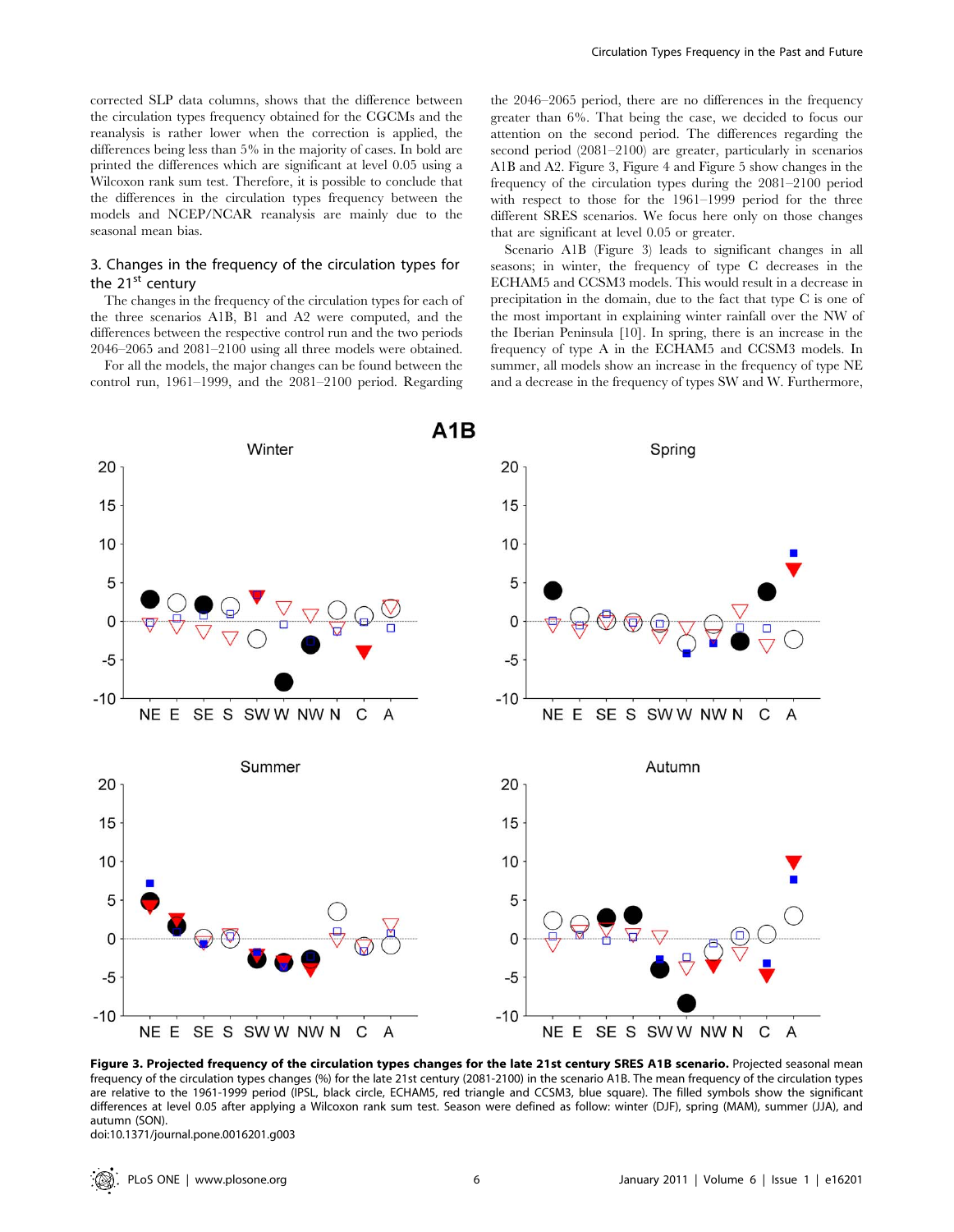corrected SLP data columns, shows that the difference between the circulation types frequency obtained for the CGCMs and the reanalysis is rather lower when the correction is applied, the differences being less than 5% in the majority of cases. In bold are printed the differences which are significant at level 0.05 using a Wilcoxon rank sum test. Therefore, it is possible to conclude that the differences in the circulation types frequency between the models and NCEP/NCAR reanalysis are mainly due to the seasonal mean bias.

## 3. Changes in the frequency of the circulation types for the 21st century

The changes in the frequency of the circulation types for each of the three scenarios A1B, B1 and A2 were computed, and the differences between the respective control run and the two periods 2046–2065 and 2081–2100 using all three models were obtained.

For all the models, the major changes can be found between the control run, 1961–1999, and the 2081–2100 period. Regarding the 2046–2065 period, there are no differences in the frequency greater than 6%. That being the case, we decided to focus our attention on the second period. The differences regarding the second period (2081–2100) are greater, particularly in scenarios A1B and A2. Figure 3, Figure 4 and Figure 5 show changes in the frequency of the circulation types during the 2081–2100 period with respect to those for the 1961–1999 period for the three different SRES scenarios. We focus here only on those changes that are significant at level 0.05 or greater.

Scenario A1B (Figure 3) leads to significant changes in all seasons; in winter, the frequency of type C decreases in the ECHAM5 and CCSM3 models. This would result in a decrease in precipitation in the domain, due to the fact that type C is one of the most important in explaining winter rainfall over the NW of the Iberian Peninsula [10]. In spring, there is an increase in the frequency of type A in the ECHAM5 and CCSM3 models. In summer, all models show an increase in the frequency of type NE and a decrease in the frequency of types SW and W. Furthermore,

A1B

Winter

Spring

Summer

Autumn

20
15
10
5
0
-5
-10

NE E SE S SW W NW N C A

**Figure 3. Projected frequency of the circulation types changes for the late 21st century SRES A1B scenario.** Projected seasonal mean frequency of the circulation types changes (%) for the late 21st century (2081-2100) in the scenario A1B. The mean frequency of the circulation types are relative to the 1961-1999 period (IPSL, black circle, ECHAM5, red triangle and CCSM3, blue square). The filled symbols show the significant differences at level 0.05 after applying a Wilcoxon rank sum test. Season were defined as follow: winter (DJF), spring (MAM), summer (JJA), and autumn (SON).
doi:10.1371/journal.pone.0016201.g003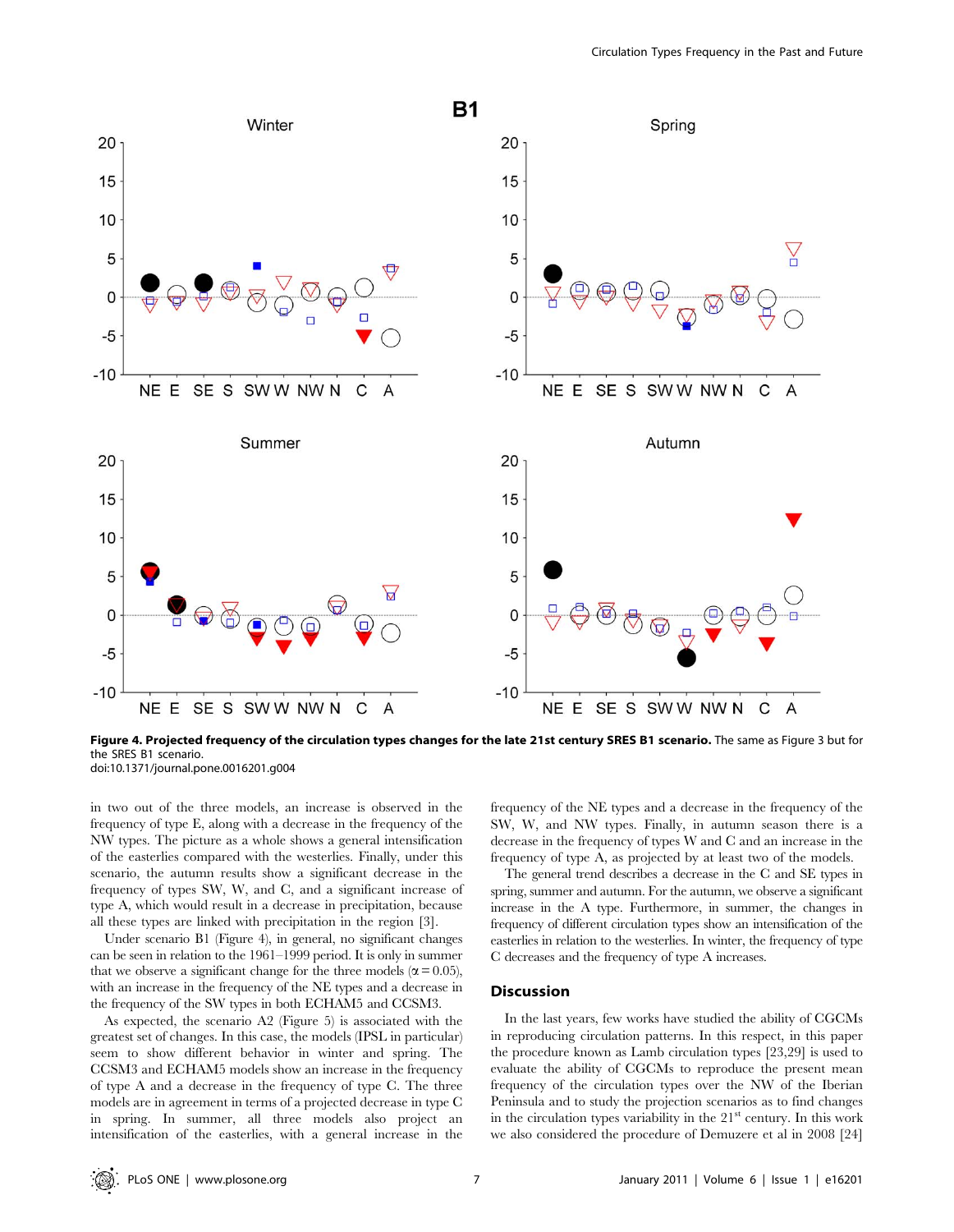B1

Winter

20
15
10
5
0
-5
-10

NE E SE S SW W NW N C A

Spring

20
15
10
5
0
-5
-10

NE E SE S SW W NW N C A

Summer

20
15
10
5
0
-5
-10

NE E SE S SW W NW N C A

Autumn

20
15
10
5
0
-5
-10

NE E SE S SW W NW N C A

**Figure 4. Projected frequency of the circulation types changes for the late 21st century SRES B1 scenario.** The same as Figure 3 but for the SRES B1 scenario.
doi:10.1371/journal.pone.0016201.g004

in two out of the three models, an increase is observed in the frequency of type E, along with a decrease in the frequency of the NW types. The picture as a whole shows a general intensification of the easterlies compared with the westerlies. Finally, under this scenario, the autumn results show a significant decrease in the frequency of types SW, W, and C, and a significant increase of type A, which would result in a decrease in precipitation, because all these types are linked with precipitation in the region [3].

Under scenario B1 (Figure 4), in general, no significant changes can be seen in relation to the 1961–1999 period. It is only in summer that we observe a significant change for the three models ($\alpha = 0.05$), with an increase in the frequency of the NE types and a decrease in the frequency of the SW types in both ECHAM5 and CCSM3.

As expected, the scenario A2 (Figure 5) is associated with the greatest set of changes. In this case, the models (IPSL in particular) seem to show different behavior in winter and spring. The CCSM3 and ECHAM5 models show an increase in the frequency of type A and a decrease in the frequency of type C. The three models are in agreement in terms of a projected decrease in type C in spring. In summer, all three models also project an intensification of the easterlies, with a general increase in the frequency of the NE types and a decrease in the frequency of the SW, W, and NW types. Finally, in autumn season there is a decrease in the frequency of types W and C and an increase in the frequency of type A, as projected by at least two of the models.

The general trend describes a decrease in the C and SE types in spring, summer and autumn. For the autumn, we observe a significant increase in the A type. Furthermore, in summer, the changes in frequency of different circulation types show an intensification of the easterlies in relation to the westerlies. In winter, the frequency of type C decreases and the frequency of type A increases.

## Discussion

In the last years, few works have studied the ability of CGCMs in reproducing circulation patterns. In this respect, in this paper the procedure known as Lamb circulation types [23,29] is used to evaluate the ability of CGCMs to reproduce the present mean frequency of the circulation types over the NW of the Iberian Peninsula and to study the projection scenarios as to find changes in the circulation types variability in the 21[st] century. In this work we also considered the procedure of Demuzere et al in 2008 [24]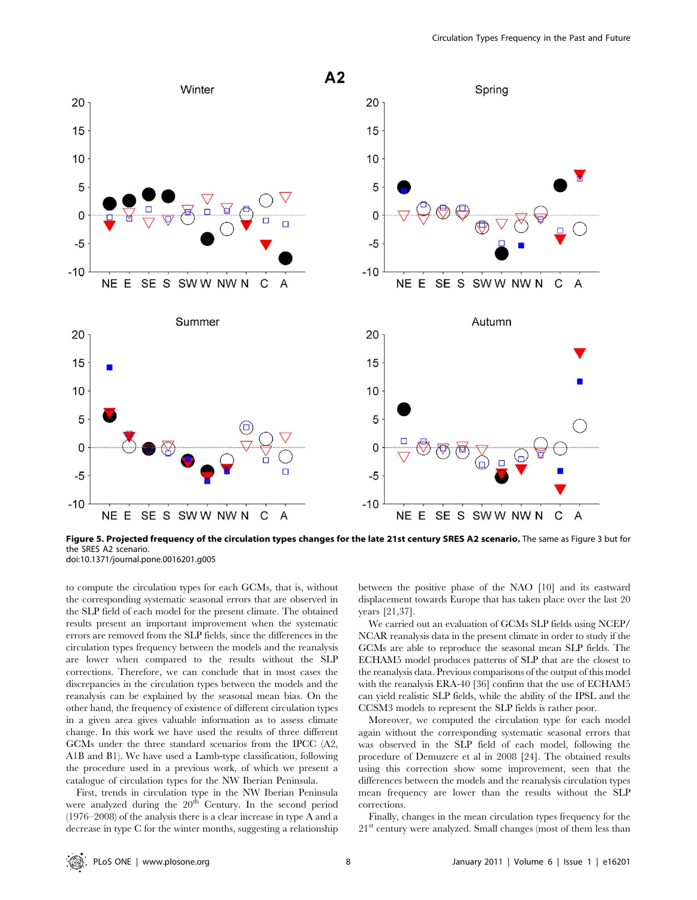A2

Winter

20
15
10
5
0
-5
-10

NE E SE S SW W NW N C A

Spring

20
15
10
5
0
-5
-10

NE E SE S SW W NW N C A

Summer

20
15
10
5
0
-5
-10

NE E SE S SW W NW N C A

Autumn

20
15
10
5
0
-5
-10

NE E SE S SW W NW N C A

**Figure 5. Projected frequency of the circulation types changes for the late 21st century SRES A2 scenario.** The same as Figure 3 but for the SRES A2 scenario.
doi:10.1371/journal.pone.0016201.g005

to compute the circulation types for each GCMs, that is, without the corresponding systematic seasonal errors that are observed in the SLP field of each model for the present climate. The obtained results present an important improvement when the systematic errors are removed from the SLP fields, since the differences in the circulation types frequency between the models and the reanalysis are lower when compared to the results without the SLP corrections. Therefore, we can conclude that in most cases the discrepancies in the circulation types between the models and the reanalysis can be explained by the seasonal mean bias. On the other hand, the frequency of existence of different circulation types in a given area gives valuable information as to assess climate change. In this work we have used the results of three different GCMs under the three standard scenarios from the IPCC (A2, A1B and B1). We have used a Lamb-type classification, following the procedure used in a previous work, of which we present a catalogue of circulation types for the NW Iberian Peninsula.

First, trends in circulation type in the NW Iberian Peninsula were analyzed during the 20th Century. In the second period (1976–2008) of the analysis there is a clear increase in type A and a decrease in type C for the winter months, suggesting a relationship between the positive phase of the NAO [10] and its eastward displacement towards Europe that has taken place over the last 20 years [21,37].

We carried out an evaluation of GCMs SLP fields using NCEP/NCAR reanalysis data in the present climate in order to study if the GCMs are able to reproduce the seasonal mean SLP fields. The ECHAM5 model produces patterns of SLP that are the closest to the reanalysis data. Previous comparisons of the output of this model with the reanalysis ERA-40 [36] confirm that the use of ECHAM5 can yield realistic SLP fields, while the ability of the IPSL and the CCSM3 models to represent the SLP fields is rather poor.

Moreover, we computed the circulation type for each model again without the corresponding systematic seasonal errors that was observed in the SLP field of each model, following the procedure of Demuzere et al in 2008 [24]. The obtained results using this correction show some improvement, seen that the differences between the models and the reanalysis circulation types mean frequency are lower than the results without the SLP corrections.

Finally, changes in the mean circulation types frequency for the 21st century were analyzed. Small changes (most of them less than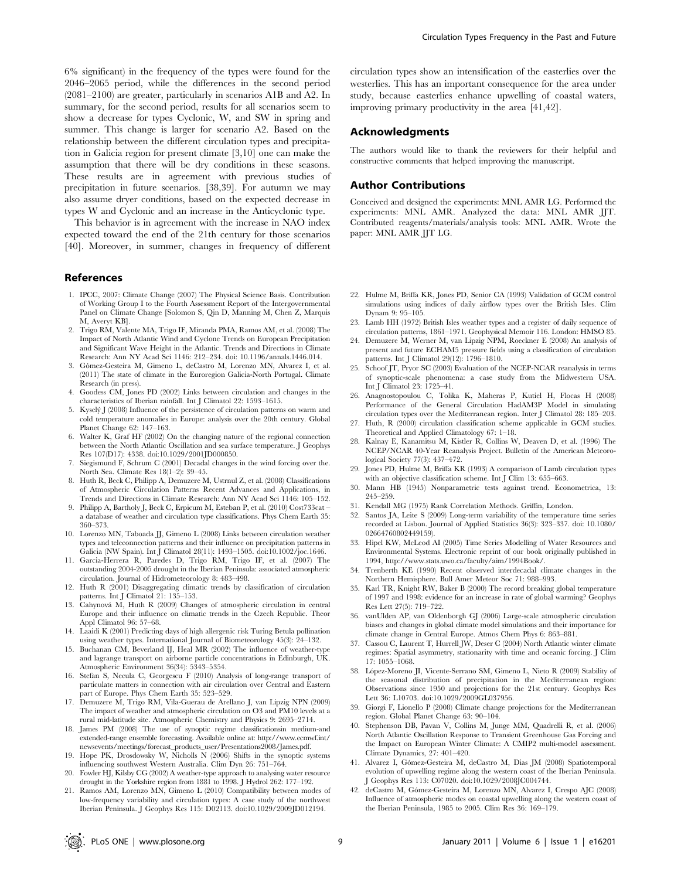6% significant) in the frequency of the types were found for the 2046–2065 period, while the differences in the second period (2081–2100) are greater, particularly in scenarios A1B and A2. In summary, for the second period, results for all scenarios seem to show a decrease for types Cyclonic, W, and SW in spring and summer. This change is larger for scenario A2. Based on the relationship between the different circulation types and precipitation in Galicia region for present climate [3,10] one can make the assumption that there will be dry conditions in these seasons. These results are in agreement with previous studies of precipitation in future scenarios. [38,39]. For autumn we may also assume dryer conditions, based on the expected decrease in types W and Cyclonic and an increase in the Anticyclonic type.

This behavior is in agreement with the increase in NAO index expected toward the end of the 21th century for those scenarios [40]. Moreover, in summer, changes in frequency of different circulation types show an intensification of the easterlies over the westerlies. This has an important consequence for the area under study, because easterlies enhance upwelling of coastal waters, improving primary productivity in the area [41,42].

## Acknowledgments

The authors would like to thank the reviewers for their helpful and constructive comments that helped improving the manuscript.

## Author Contributions

Conceived and designed the experiments: MNL AMR LG. Performed the experiments: MNL AMR. Analyzed the data: MNL AMR JJT. Contributed reagents/materials/analysis tools: MNL AMR. Wrote the paper: MNL AMR JJT LG.

## References

1. IPCC, 2007: Climate Change (2007) The Physical Science Basis. Contribution of Working Group I to the Fourth Assessment Report of the Intergovernmental Panel on Climate Change [Solomon S, Qin D, Manning M, Chen Z, Marquis M, Averyt KB].
2. Trigo RM, Valente MA, Trigo IF, Miranda PMA, Ramos AM, et al. (2008) The Impact of North Atlantic Wind and Cyclone Trends on European Precipitation and Significant Wave Height in the Atlantic. Trends and Directions in Climate Research: Ann NY Acad Sci 1146: 212–234. doi: 10.1196/annals.1446.014.
3. Gómez-Gesteira M, Gimeno L, deCastro M, Lorenzo MN, Alvarez I, et al. (2011) The state of climate in the Euroregion Galicia-North Portugal. Climate Research (in press).
4. Goodess CM, Jones PD (2002) Links between circulation and changes in the characteristics of Iberian rainfall. Int J Climatol 22: 1593–1615.
5. Kyselý J (2008) Influence of the persistence of circulation patterns on warm and cold temperature anomalies in Europe: analysis over the 20th century. Global Planet Change 62: 147–163.
6. Walter K, Graf HF (2002) On the changing nature of the regional connection between the North Atlantic Oscillation and sea surface temperature. J Geophys Res 107(D17): 4338. doi:10.1029/2001JD000850.
7. Siegismund F, Schrum C (2001) Decadal changes in the wind forcing over the. North Sea. Climate Res 18(1–2): 39–45.
8. Huth R, Beck C, Philipp A, Demuzere M, Ustrnul Z, et al. (2008) Classifications of Atmospheric Circulation Patterns Recent Advances and Applications, in Trends and Directions in Climate Research: Ann NY Acad Sci 1146: 105–152.
9. Philipp A, Bartholy J, Beck C, Erpicum M, Esteban P, et al. (2010) Cost733cat – a database of weather and circulation type classifications. Phys Chem Earth 35: 360–373.
10. Lorenzo MN, Taboada JJ, Gimeno L (2008) Links between circulation weather types and teleconnection patterns and their influence on precipitation patterns in Galicia (NW Spain). Int J Climatol 28(11): 1493–1505. doi:10.1002/joc.1646.
11. Garcia-Herrera R, Paredes D, Trigo RM, Trigo IF, et al. (2007) The outstanding 2004-2005 drought in the Iberian Peninsula: associated atmospheric circulation. Journal of Hydrometeorology 8: 483–498.
12. Huth R (2001) Disaggregating climatic trends by classification of circulation patterns. Int J Climatol 21: 135–153.
13. Cahynová M, Huth R (2009) Changes of atmospheric circulation in central Europe and their influence on climatic trends in the Czech Republic. Theor Appl Climatol 96: 57–68.
14. Laaidi K (2001) Predicting days of high allergenic risk Turing Betula pollination using weather types. International Journal of Biometeorology 45(3): 24–132.
15. Buchanan CM, Beverland IJ, Heal MR (2002) The influence of weather-type and lagrange transport on airborne particle concentrations in Edinburgh, UK. Atmospheric Environment 36(34): 5343–5354.
16. Stefan S, Necula C, Georgescu F (2010) Analysis of long-range transport of particulate matters in connection with air circulation over Central and Eastern part of Europe. Phys Chem Earth 35: 523–529.
17. Demuzere M, Trigo RM, Vila-Guerau de Arellano J, van Lipzig NPN (2009) The impact of weather and atmospheric circulation on O3 and PM10 levels at a rural mid-latitude site. Atmospheric Chemistry and Physics 9: 2695–2714.
18. James PM (2008) The use of synoptic regime classificationsin medium-and extended-range ensemble forecasting. Available online at: http://www.ecmwf.int/newsevents/meetings/forecast_products_user/Presentations2008/James.pdf.
19. Hope PK, Drosdowsky W, Nicholls N (2006) Shifts in the synoptic systems influencing southwest Western Australia. Clim Dyn 26: 751–764.
20. Fowler HJ, Kilsby CG (2002) A weather-type approach to analysing water resource drought in the Yorkshire region from 1881 to 1998. J Hydrol 262: 177–192.
21. Ramos AM, Lorenzo MN, Gimeno L (2010) Compatibility between modes of low-frequency variability and circulation types: A case study of the northwest Iberian Peninsula. J Geophys Res 115: D02113. doi:10.1029/2009JD012194.
22. Hulme M, Briffa KR, Jones PD, Senior CA (1993) Validation of GCM control simulations using indices of daily airflow types over the British Isles. Clim Dynam 9: 95–105.
23. Lamb HH (1972) British Isles weather types and a register of daily sequence of circulation patterns, 1861–1971. Geophysical Memoir 116. London: HMSO 85.
24. Demuzere M, Werner M, van Lipzig NPM, Roeckner E (2008) An analysis of present and future ECHAM5 pressure fields using a classification of circulation patterns. Int J Climatol 29(12): 1796–1810.
25. Schoof JT, Pryor SC (2003) Evaluation of the NCEP-NCAR reanalysis in terms of synoptic-scale phenomena: a case study from the Midwestern USA. Int J Climatol 23: 1725–41.
26. Anagnostopoulou C, Tolika K, Maheras P, Kutiel H, Flocas H (2008) Performance of the General Circulation HadAM3P Model in simulating circulation types over the Mediterranean region. Inter J Climatol 28: 185–203.
27. Huth, R (2000) circulation classification scheme applicable in GCM studies. Theoretical and Applied Climatology 67: 1–18.
28. Kalnay E, Kanamitsu M, Kistler R, Collins W, Deaven D, et al. (1996) The NCEP/NCAR 40-Year Reanalysis Project. Bulletin of the American Meteorological Society 77(3): 437–472.
29. Jones PD, Hulme M, Briffa KR (1993) A comparison of Lamb circulation types with an objective classification scheme. Int J Clim 13: 655–663.
30. Mann HB (1945) Nonparametric tests against trend. Econometrica, 13: 245–259.
31. Kendall MG (1975) Rank Correlation Methods. Griffin, London.
32. Santos JA, Leite S (2009) Long-term variability of the temperature time series recorded at Lisbon. Journal of Applied Statistics 36(3): 323–337. doi: 10.1080/02664760802449159).
33. Hipel KW, McLeod AI (2005) Time Series Modelling of Water Resources and Environmental Systems. Electronic reprint of our book originally published in 1994, http://www.stats.uwo.ca/faculty/aim/1994Book/.
34. Trenberth KE (1990) Recent observed interdecadal climate changes in the Northern Hemisphere. Bull Amer Meteor Soc 71: 988–993.
35. Karl TR, Knight RW, Baker B (2000) The record breaking global temperature of 1997 and 1998: evidence for an increase in rate of global warming? Geophys Res Lett 27(5): 719–722.
36. vanUlden AP, van Oldenborgh GJ (2006) Large-scale atmospheric circulation biases and changes in global climate model simulations and their importance for climate change in Central Europe. Atmos Chem Phys 6: 863–881.
37. Cassou C, Laurent T, Hurrell JW, Deser C (2004) North Atlantic winter climate regimes: Spatial asymmetry, stationarity with time and oceanic forcing. J Clim 17: 1055–1068.
38. López-Moreno JI, Vicente-Serrano SM, Gimeno L, Nieto R (2009) Stability of the seasonal distribution of precipitation in the Mediterranean region: Observations since 1950 and projections for the 21st century. Geophys Res Lett 36: L10703. doi:10.1029/2009GL037956.
39. Giorgi F, Lionello P (2008) Climate change projections for the Mediterranean region. Global Planet Change 63: 90–104.
40. Stephenson DB, Pavan V, Collins M, Junge MM, Quadrelli R, et al. (2006) North Atlantic Oscillation Response to Transient Greenhouse Gas Forcing and the Impact on European Winter Climate: A CMIP2 multi-model assessment. Climate Dynamics, 27: 401–420.
41. Alvarez I, Gómez-Gesteira M, deCastro M, Dias JM (2008) Spatiotemporal evolution of upwelling regime along the western coast of the Iberian Peninsula. J Geophys Res 113: C07020. doi:10.1029/2008JC004744.
42. deCastro M, Gómez-Gesteira M, Lorenzo MN, Alvarez I, Crespo AJC (2008) Influence of atmospheric modes on coastal upwelling along the western coast of the Iberian Peninsula, 1985 to 2005. Clim Res 36: 169–179.